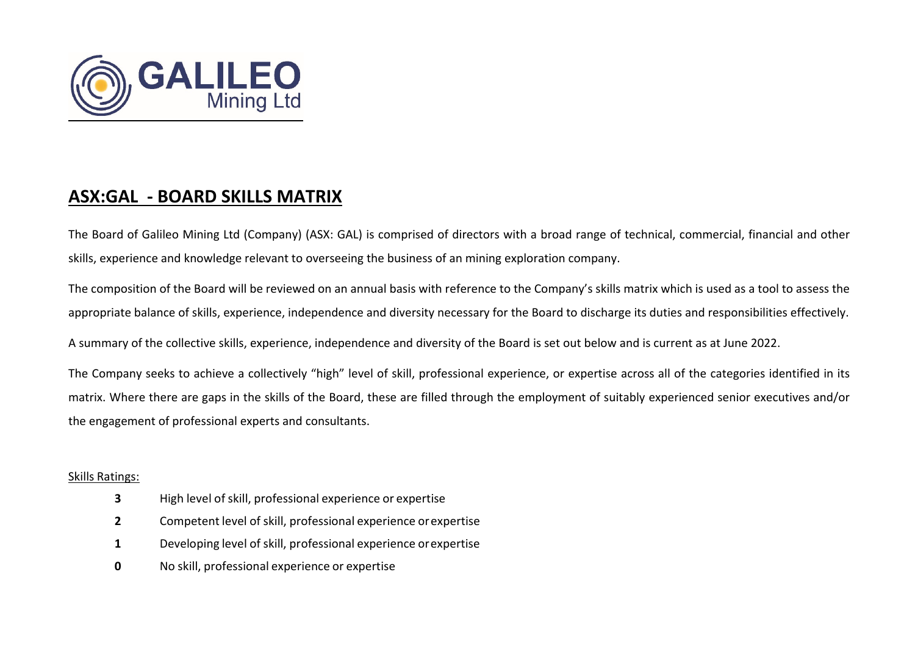# ASX:GAL - BOARD SKILLS MATRIX

The Board of Galileo Mining Ltd (Company) (ASX: GAL) is comprised of directors with a broad range of technical, commercial, financial and other skills, experience and knowledge relevant to overseeing the business of an mining exploration company.

The composition of the Board will be reviewed on an annual basis with reference to the Company's skills matrix which is used as a tool to assess the appropriate balance of skills, experience, independence and diversity necessary for the Board to discharge its duties and responsibilities effectively.

A summary of the collective skills, experience, independence and diversity of the Board is set out below and is current as at June 2022.

The Company seeks to achieve a collectively "high" level of skill, professional experience, or expertise across all of the categories identified in its matrix. Where there are gaps in the skills of the Board, these are filled through the employment of suitably experienced senior executives and/or the engagement of professional experts and consultants.

Skills Ratings:

- **3** High level of skill, professional experience or expertise
- **2** Competent level of skill, professional experience or expertise
- **1** Developing level of skill, professional experience or expertise
- **0** No skill, professional experience or expertise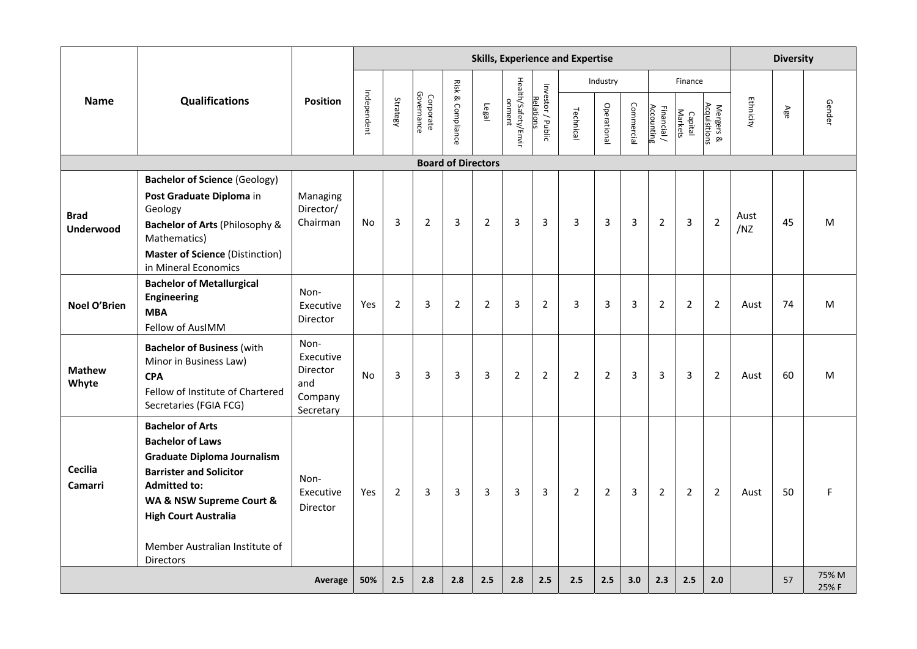| Name | Qualifications | Position | Skills, Experience and Expertise | | | | | | | | | | | | | Diversity | | |
|---|---|---|---|---|---|---|---|---|---|---|---|---|---|---|---|---|---|---|
| | | | Independent | Strategy | Corporate Governance | Risk & Compliance | Legal | Health/Safety/Environment | Investor / Public Relations | Industry | | | Finance | | | Ethnicity | Age | Gender |
| | | | | | | | | | | Technical | Operational | Commercial | Financial / Accounting | Capital Markets | Mergers & Acquisitions | | | |
| **Board of Directors** | | | | | | | | | | | | | | | | | | |
| **Brad Underwood** | **Bachelor of Science** (Geology)<br>**Post Graduate Diploma** in Geology<br>**Bachelor of Arts** (Philosophy & Mathematics)<br>**Master of Science** (Distinction) in Mineral Economics | Managing Director/ Chairman | No | 3 | 2 | 3 | 2 | 3 | 3 | 3 | 3 | 3 | 2 | 3 | 2 | Aust /NZ | 45 | M |
| **Noel O'Brien** | **Bachelor of Metallurgical Engineering**<br>**MBA**<br>Fellow of AusIMM | Non-Executive Director | Yes | 2 | 3 | 2 | 2 | 3 | 2 | 3 | 3 | 3 | 2 | 2 | 2 | Aust | 74 | M |
| **Mathew Whyte** | **Bachelor of Business** (with Minor in Business Law)<br>**CPA**<br>Fellow of Institute of Chartered Secretaries (FGIA FCG) | Non-Executive Director and Company Secretary | No | 3 | 3 | 3 | 3 | 2 | 2 | 2 | 2 | 3 | 3 | 3 | 2 | Aust | 60 | M |
| **Cecilia Camarri** | **Bachelor of Arts**<br>**Bachelor of Laws**<br>**Graduate Diploma Journalism**<br>**Barrister and Solicitor**<br>**Admitted to:**<br>**WA & NSW Supreme Court & High Court Australia**<br><br>Member Australian Institute of Directors | Non-Executive Director | Yes | 2 | 3 | 3 | 3 | 3 | 3 | 2 | 2 | 3 | 2 | 2 | 2 | Aust | 50 | F |
| | | **Average** | **50%** | **2.5** | **2.8** | **2.8** | **2.5** | **2.8** | **2.5** | **2.5** | **2.5** | **3.0** | **2.3** | **2.5** | **2.0** | | 57 | 75% M<br>25% F |